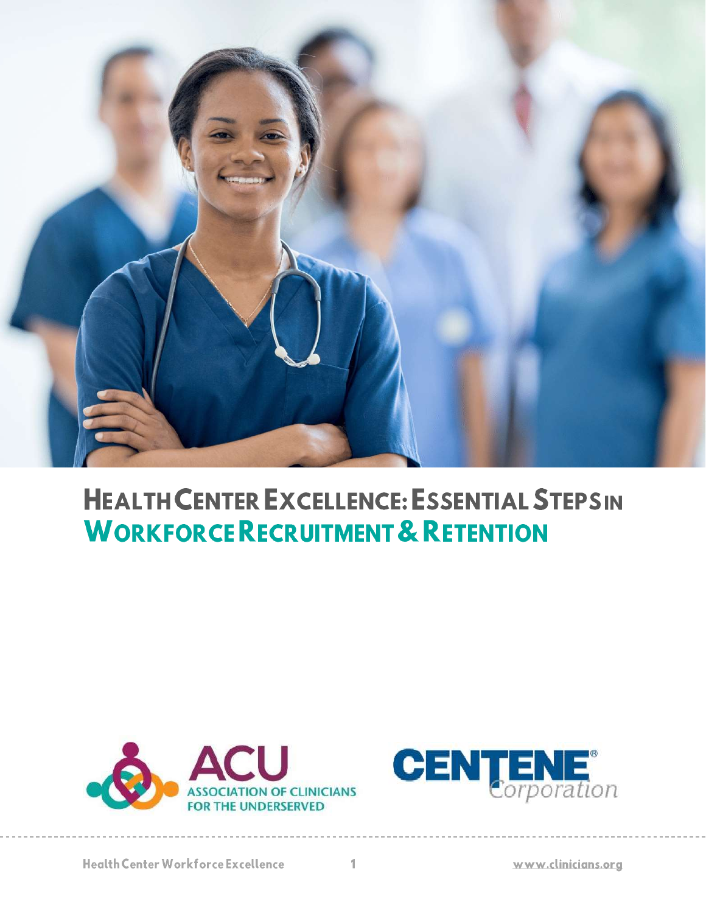# Health Center Excellence: Essential Steps in Workforce Recruitment & Retention

ACU
ASSOCIATION OF CLINICIANS FOR THE UNDERSERVED

CENTENE Corporation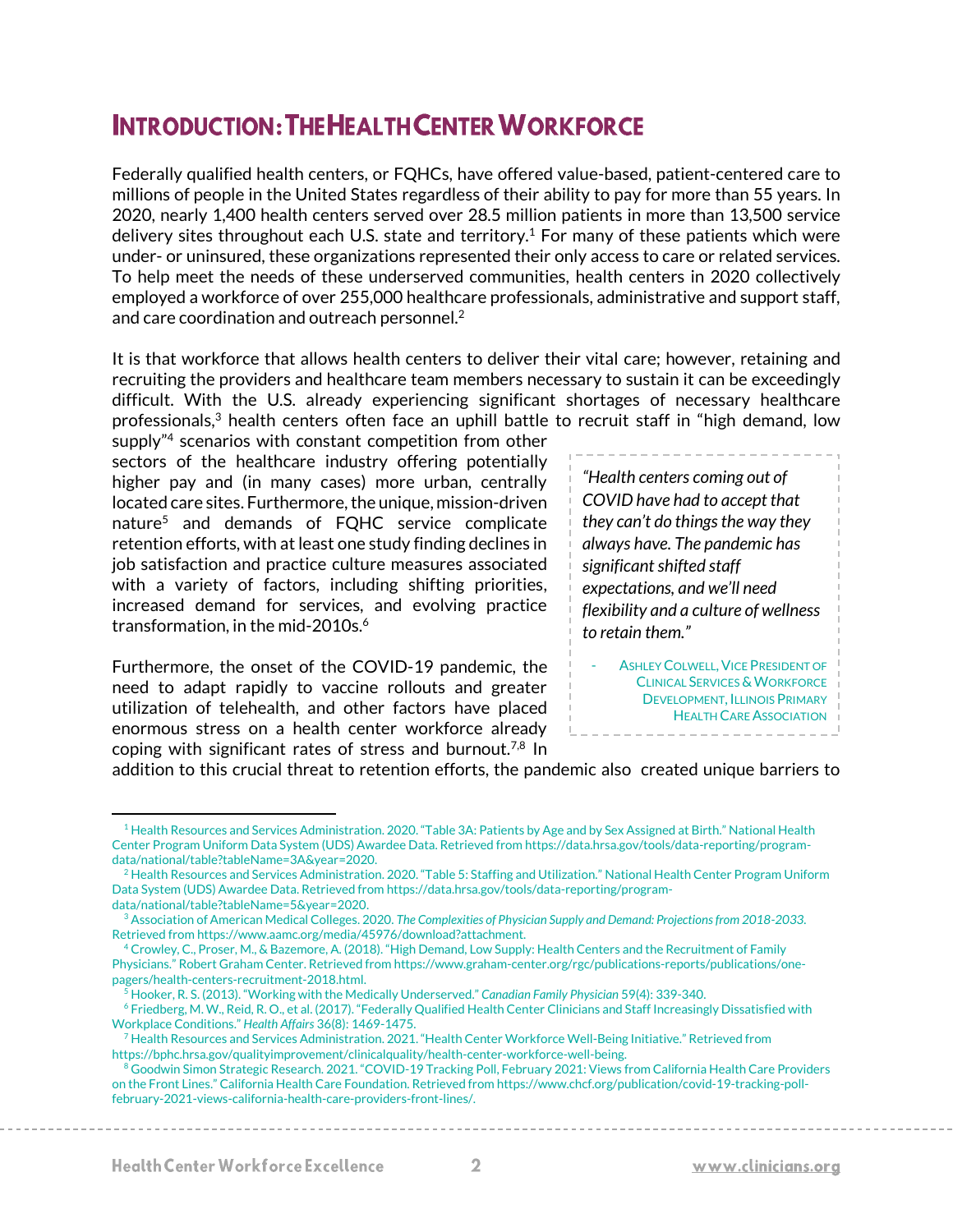# Introduction: The Health Center Workforce

Federally qualified health centers, or FQHCs, have offered value-based, patient-centered care to millions of people in the United States regardless of their ability to pay for more than 55 years. In 2020, nearly 1,400 health centers served over 28.5 million patients in more than 13,500 service delivery sites throughout each U.S. state and territory.[1] For many of these patients which were under- or uninsured, these organizations represented their only access to care or related services. To help meet the needs of these underserved communities, health centers in 2020 collectively employed a workforce of over 255,000 healthcare professionals, administrative and support staff, and care coordination and outreach personnel.[2]

It is that workforce that allows health centers to deliver their vital care; however, retaining and recruiting the providers and healthcare team members necessary to sustain it can be exceedingly difficult. With the U.S. already experiencing significant shortages of necessary healthcare professionals,[3] health centers often face an uphill battle to recruit staff in "high demand, low supply"[4] scenarios with constant competition from other sectors of the healthcare industry offering potentially higher pay and (in many cases) more urban, centrally located care sites. Furthermore, the unique, mission-driven nature[5] and demands of FQHC service complicate retention efforts, with at least one study finding declines in job satisfaction and practice culture measures associated with a variety of factors, including shifting priorities, increased demand for services, and evolving practice transformation, in the mid-2010s.[6]

> *"Health centers coming out of COVID have had to accept that they can't do things the way they always have. The pandemic has significant shifted staff expectations, and we'll need flexibility and a culture of wellness to retain them."*
>
> - Ashley Colwell, Vice President of Clinical Services & Workforce Development, Illinois Primary Health Care Association

Furthermore, the onset of the COVID-19 pandemic, the need to adapt rapidly to vaccine rollouts and greater utilization of telehealth, and other factors have placed enormous stress on a health center workforce already coping with significant rates of stress and burnout.[7,8] In addition to this crucial threat to retention efforts, the pandemic also created unique barriers to

---

[1] Health Resources and Services Administration. 2020. "Table 3A: Patients by Age and by Sex Assigned at Birth." National Health Center Program Uniform Data System (UDS) Awardee Data. Retrieved from https://data.hrsa.gov/tools/data-reporting/program-data/national/table?tableName=3A&year=2020.

[2] Health Resources and Services Administration. 2020. "Table 5: Staffing and Utilization." National Health Center Program Uniform Data System (UDS) Awardee Data. Retrieved from https://data.hrsa.gov/tools/data-reporting/program-data/national/table?tableName=5&year=2020.

[3] Association of American Medical Colleges. 2020. *The Complexities of Physician Supply and Demand: Projections from 2018-2033.* Retrieved from https://www.aamc.org/media/45976/download?attachment.

[4] Crowley, C., Proser, M., & Bazemore, A. (2018). "High Demand, Low Supply: Health Centers and the Recruitment of Family Physicians." Robert Graham Center. Retrieved from https://www.graham-center.org/rgc/publications-reports/publications/one-pagers/health-centers-recruitment-2018.html.

[5] Hooker, R. S. (2013). "Working with the Medically Underserved." *Canadian Family Physician* 59(4): 339-340.

[6] Friedberg, M. W., Reid, R. O., et al. (2017). "Federally Qualified Health Center Clinicians and Staff Increasingly Dissatisfied with Workplace Conditions." *Health Affairs* 36(8): 1469-1475.

[7] Health Resources and Services Administration. 2021. "Health Center Workforce Well-Being Initiative." Retrieved from https://bphc.hrsa.gov/qualityimprovement/clinicalquality/health-center-workforce-well-being.

[8] Goodwin Simon Strategic Research. 2021. "COVID-19 Tracking Poll, February 2021: Views from California Health Care Providers on the Front Lines." California Health Care Foundation. Retrieved from https://www.chcf.org/publication/covid-19-tracking-poll-february-2021-views-california-health-care-providers-front-lines/.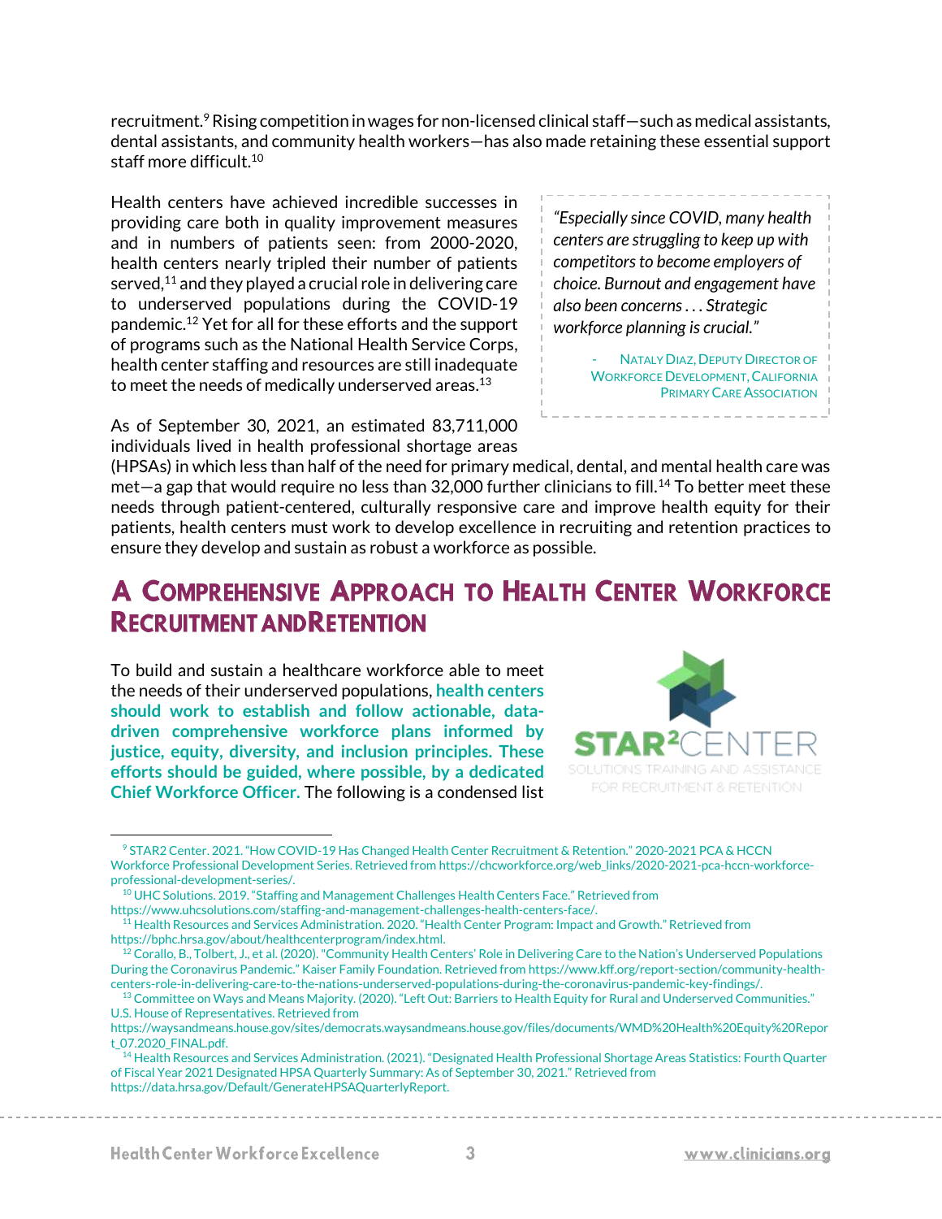recruitment.[9] Rising competition in wages for non-licensed clinical staff—such as medical assistants, dental assistants, and community health workers—has also made retaining these essential support staff more difficult.[10]

Health centers have achieved incredible successes in providing care both in quality improvement measures and in numbers of patients seen: from 2000-2020, health centers nearly tripled their number of patients served,[11] and they played a crucial role in delivering care to underserved populations during the COVID-19 pandemic.[12] Yet for all for these efforts and the support of programs such as the National Health Service Corps, health center staffing and resources are still inadequate to meet the needs of medically underserved areas.[13]

> *"Especially since COVID, many health centers are struggling to keep up with competitors to become employers of choice. Burnout and engagement have also been concerns . . . Strategic workforce planning is crucial."*
>
> - NATALY DIAZ, DEPUTY DIRECTOR OF WORKFORCE DEVELOPMENT, CALIFORNIA PRIMARY CARE ASSOCIATION

As of September 30, 2021, an estimated 83,711,000 individuals lived in health professional shortage areas (HPSAs) in which less than half of the need for primary medical, dental, and mental health care was met—a gap that would require no less than 32,000 further clinicians to fill.[14] To better meet these needs through patient-centered, culturally responsive care and improve health equity for their patients, health centers must work to develop excellence in recruiting and retention practices to ensure they develop and sustain as robust a workforce as possible.

## A Comprehensive Approach to Health Center Workforce Recruitment and Retention

To build and sustain a healthcare workforce able to meet the needs of their underserved populations, **health centers should work to establish and follow actionable, data-driven comprehensive workforce plans informed by justice, equity, diversity, and inclusion principles. These efforts should be guided, where possible, by a dedicated Chief Workforce Officer.** The following is a condensed list

---

[9] STAR2 Center. 2021. "How COVID-19 Has Changed Health Center Recruitment & Retention." 2020-2021 PCA & HCCN Workforce Professional Development Series. Retrieved from https://chcworkforce.org/web_links/2020-2021-pca-hccn-workforce-professional-development-series/.

[10] UHC Solutions. 2019. "Staffing and Management Challenges Health Centers Face." Retrieved from https://www.uhcsolutions.com/staffing-and-management-challenges-health-centers-face/.

[11] Health Resources and Services Administration. 2020. "Health Center Program: Impact and Growth." Retrieved from https://bphc.hrsa.gov/about/healthcenterprogram/index.html.

[12] Corallo, B., Tolbert, J., et al. (2020). "Community Health Centers' Role in Delivering Care to the Nation's Underserved Populations During the Coronavirus Pandemic." Kaiser Family Foundation. Retrieved from https://www.kff.org/report-section/community-health-centers-role-in-delivering-care-to-the-nations-underserved-populations-during-the-coronavirus-pandemic-key-findings/.

[13] Committee on Ways and Means Majority. (2020). "Left Out: Barriers to Health Equity for Rural and Underserved Communities." U.S. House of Representatives. Retrieved from https://waysandmeans.house.gov/sites/democrats.waysandmeans.house.gov/files/documents/WMD%20Health%20Equity%20Report_07.2020_FINAL.pdf.

[14] Health Resources and Services Administration. (2021). "Designated Health Professional Shortage Areas Statistics: Fourth Quarter of Fiscal Year 2021 Designated HPSA Quarterly Summary: As of September 30, 2021." Retrieved from https://data.hrsa.gov/Default/GenerateHPSAQuarterlyReport.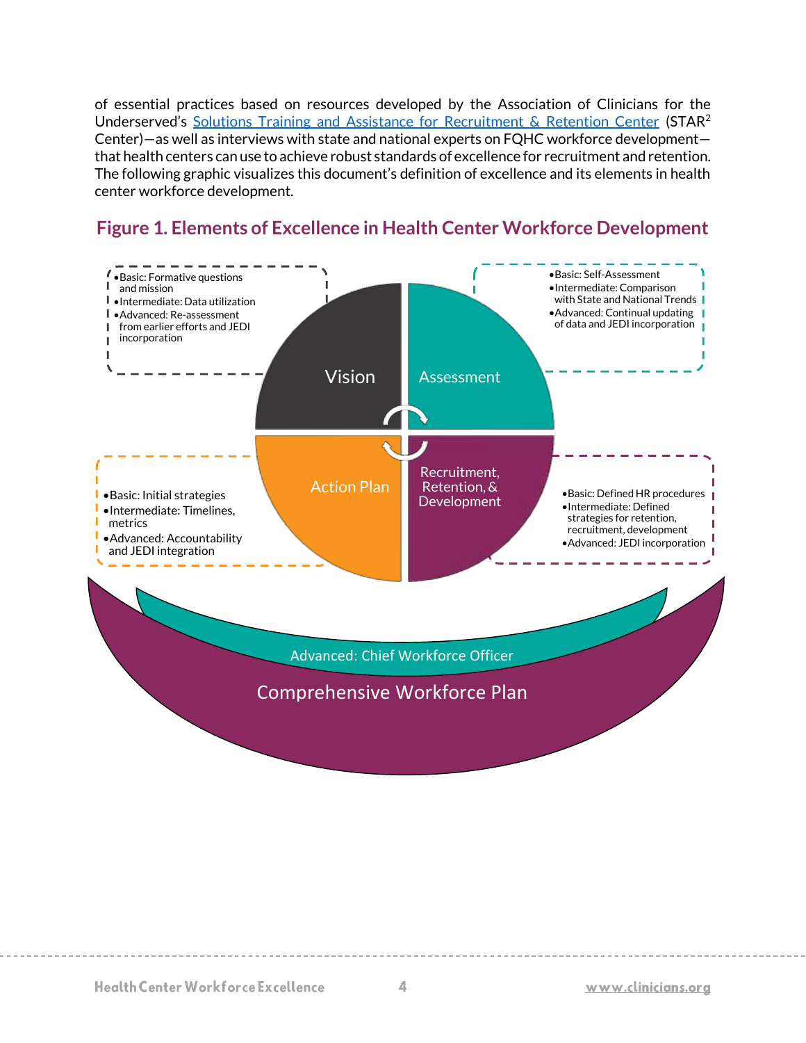of essential practices based on resources developed by the Association of Clinicians for the Underserved's [Solutions Training and Assistance for Recruitment & Retention Center](#) (STAR[2] Center)—as well as interviews with state and national experts on FQHC workforce development—that health centers can use to achieve robust standards of excellence for recruitment and retention. The following graphic visualizes this document's definition of excellence and its elements in health center workforce development.

## Figure 1. Elements of Excellence in Health Center Workforce Development

**Vision**
- Basic: Formative questions and mission
- Intermediate: Data utilization
- Advanced: Re-assessment from earlier efforts and JEDI incorporation

**Assessment**
- Basic: Self-Assessment
- Intermediate: Comparison with State and National Trends
- Advanced: Continual updating of data and JEDI incorporation

**Action Plan**
- Basic: Initial strategies
- Intermediate: Timelines, metrics
- Advanced: Accountability and JEDI integration

**Recruitment, Retention, & Development**
- Basic: Defined HR procedures
- Intermediate: Defined strategies for retention, recruitment, development
- Advanced: JEDI incorporation

Advanced: Chief Workforce Officer

Comprehensive Workforce Plan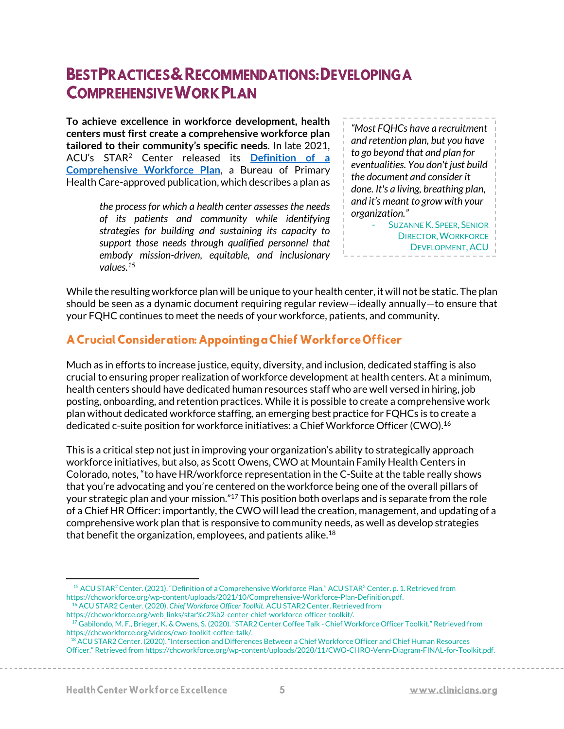# Best Practices & Recommendations: Developing a Comprehensive Work Plan

**To achieve excellence in workforce development, health centers must first create a comprehensive workforce plan tailored to their community's specific needs.** In late 2021, ACU's STAR² Center released its **[Definition of a Comprehensive Workforce Plan](https://chcworkforce.org/wp-content/uploads/2021/10/Comprehensive-Workforce-Plan-Definition.pdf)**, a Bureau of Primary Health Care-approved publication, which describes a plan as

> *the process for which a health center assesses the needs of its patients and community while identifying strategies for building and sustaining its capacity to support those needs through qualified personnel that embody mission-driven, equitable, and inclusionary values.*[15]

> *"Most FQHCs have a recruitment and retention plan, but you have to go beyond that and plan for eventualities. You don't just build the document and consider it done. It's a living, breathing plan, and it's meant to grow with your organization."*
>
> \- Suzanne K. Speer, Senior Director, Workforce Development, ACU

While the resulting workforce plan will be unique to your health center, it will not be static. The plan should be seen as a dynamic document requiring regular review—ideally annually—to ensure that your FQHC continues to meet the needs of your workforce, patients, and community.

## A Crucial Consideration: Appointing a Chief Workforce Officer

Much as in efforts to increase justice, equity, diversity, and inclusion, dedicated staffing is also crucial to ensuring proper realization of workforce development at health centers. At a minimum, health centers should have dedicated human resources staff who are well versed in hiring, job posting, onboarding, and retention practices. While it is possible to create a comprehensive work plan without dedicated workforce staffing, an emerging best practice for FQHCs is to create a dedicated c-suite position for workforce initiatives: a Chief Workforce Officer (CWO).[16]

This is a critical step not just in improving your organization's ability to strategically approach workforce initiatives, but also, as Scott Owens, CWO at Mountain Family Health Centers in Colorado, notes, "to have HR/workforce representation in the C-Suite at the table really shows that you're advocating and you're centered on the workforce being one of the overall pillars of your strategic plan and your mission."[17] This position both overlaps and is separate from the role of a Chief HR Officer: importantly, the CWO will lead the creation, management, and updating of a comprehensive work plan that is responsive to community needs, as well as develop strategies that benefit the organization, employees, and patients alike.[18]

---

[15] ACU STAR² Center. (2021). "Definition of a Comprehensive Workforce Plan." ACU STAR² Center. p. 1. Retrieved from https://chcworkforce.org/wp-content/uploads/2021/10/Comprehensive-Workforce-Plan-Definition.pdf.

[16] ACU STAR2 Center. (2020). *Chief Workforce Officer Toolkit*. ACU STAR2 Center. Retrieved from https://chcworkforce.org/web_links/star%c2%b2-center-chief-workforce-officer-toolkit/.

[17] Gabilondo, M. F., Brieger, K. & Owens, S. (2020). "STAR2 Center Coffee Talk - Chief Workforce Officer Toolkit." Retrieved from https://chcworkforce.org/videos/cwo-toolkit-coffee-talk/.

[18] ACU STAR2 Center. (2020). "Intersection and Differences Between a Chief Workforce Officer and Chief Human Resources Officer." Retrieved from https://chcworkforce.org/wp-content/uploads/2020/11/CWO-CHRO-Venn-Diagram-FINAL-for-Toolkit.pdf.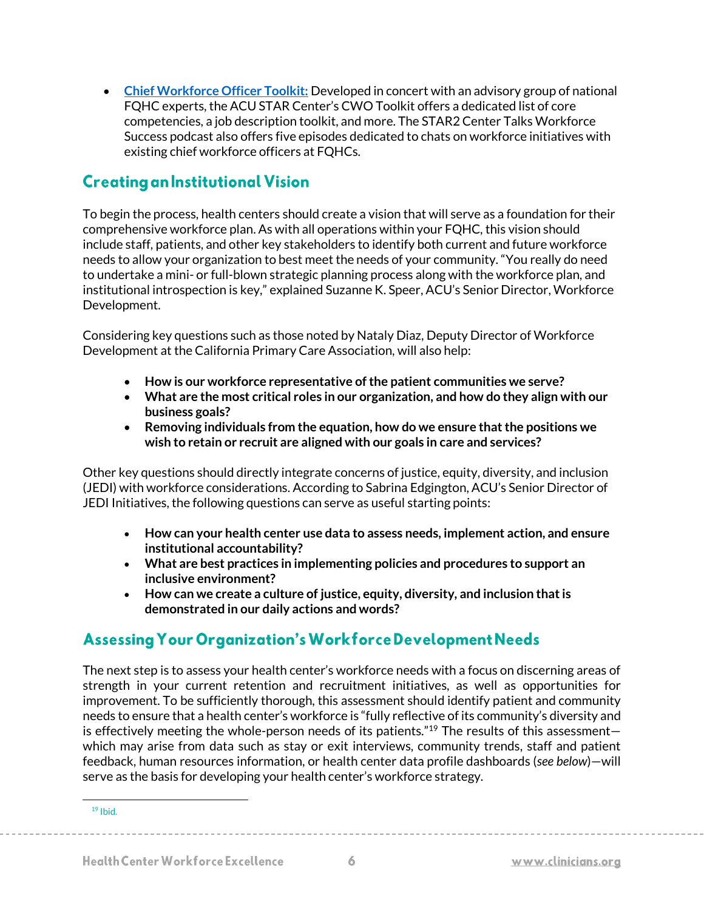- **Chief Workforce Officer Toolkit:** Developed in concert with an advisory group of national FQHC experts, the ACU STAR Center's CWO Toolkit offers a dedicated list of core competencies, a job description toolkit, and more. The STAR2 Center Talks Workforce Success podcast also offers five episodes dedicated to chats on workforce initiatives with existing chief workforce officers at FQHCs.

## Creating an Institutional Vision

To begin the process, health centers should create a vision that will serve as a foundation for their comprehensive workforce plan. As with all operations within your FQHC, this vision should include staff, patients, and other key stakeholders to identify both current and future workforce needs to allow your organization to best meet the needs of your community. "You really do need to undertake a mini- or full-blown strategic planning process along with the workforce plan, and institutional introspection is key," explained Suzanne K. Speer, ACU's Senior Director, Workforce Development.

Considering key questions such as those noted by Nataly Diaz, Deputy Director of Workforce Development at the California Primary Care Association, will also help:

- **How is our workforce representative of the patient communities we serve?**
- **What are the most critical roles in our organization, and how do they align with our business goals?**
- **Removing individuals from the equation, how do we ensure that the positions we wish to retain or recruit are aligned with our goals in care and services?**

Other key questions should directly integrate concerns of justice, equity, diversity, and inclusion (JEDI) with workforce considerations. According to Sabrina Edgington, ACU's Senior Director of JEDI Initiatives, the following questions can serve as useful starting points:

- **How can your health center use data to assess needs, implement action, and ensure institutional accountability?**
- **What are best practices in implementing policies and procedures to support an inclusive environment?**
- **How can we create a culture of justice, equity, diversity, and inclusion that is demonstrated in our daily actions and words?**

## Assessing Your Organization's Workforce Development Needs

The next step is to assess your health center's workforce needs with a focus on discerning areas of strength in your current retention and recruitment initiatives, as well as opportunities for improvement. To be sufficiently thorough, this assessment should identify patient and community needs to ensure that a health center's workforce is "fully reflective of its community's diversity and is effectively meeting the whole-person needs of its patients."[19] The results of this assessment—which may arise from data such as stay or exit interviews, community trends, staff and patient feedback, human resources information, or health center data profile dashboards (*see below*)—will serve as the basis for developing your health center's workforce strategy.

[19] Ibid.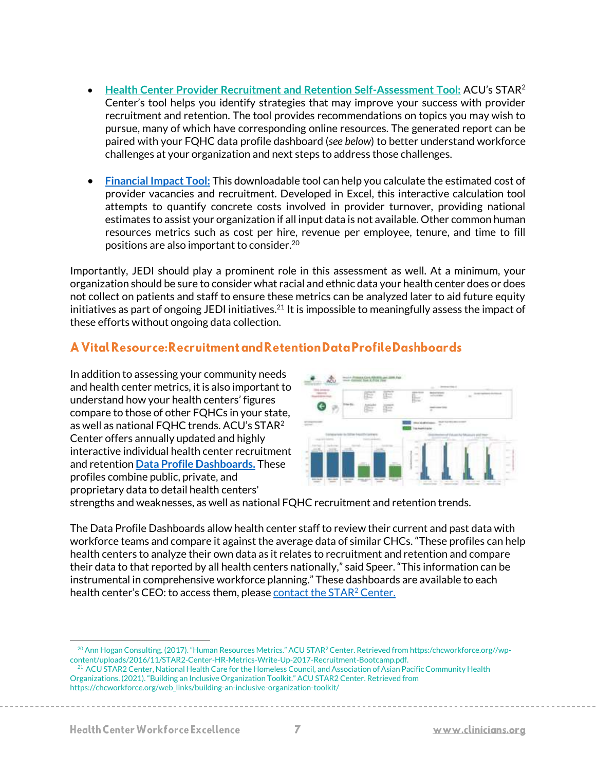- **Health Center Provider Recruitment and Retention Self-Assessment Tool:** ACU's STAR[2] Center's tool helps you identify strategies that may improve your success with provider recruitment and retention. The tool provides recommendations on topics you may wish to pursue, many of which have corresponding online resources. The generated report can be paired with your FQHC data profile dashboard (*see below*) to better understand workforce challenges at your organization and next steps to address those challenges.

- **Financial Impact Tool:** This downloadable tool can help you calculate the estimated cost of provider vacancies and recruitment. Developed in Excel, this interactive calculation tool attempts to quantify concrete costs involved in provider turnover, providing national estimates to assist your organization if all input data is not available. Other common human resources metrics such as cost per hire, revenue per employee, tenure, and time to fill positions are also important to consider.[20]

Importantly, JEDI should play a prominent role in this assessment as well. At a minimum, your organization should be sure to consider what racial and ethnic data your health center does or does not collect on patients and staff to ensure these metrics can be analyzed later to aid future equity initiatives as part of ongoing JEDI initiatives.[21] It is impossible to meaningfully assess the impact of these efforts without ongoing data collection.

## A Vital Resource: Recruitment and Retention Data Profile Dashboards

In addition to assessing your community needs and health center metrics, it is also important to understand how your health centers' figures compare to those of other FQHCs in your state, as well as national FQHC trends. ACU's STAR[2] Center offers annually updated and highly interactive individual health center recruitment and retention **Data Profile Dashboards.** These profiles combine public, private, and proprietary data to detail health centers' strengths and weaknesses, as well as national FQHC recruitment and retention trends.

The Data Profile Dashboards allow health center staff to review their current and past data with workforce teams and compare it against the average data of similar CHCs. "These profiles can help health centers to analyze their own data as it relates to recruitment and retention and compare their data to that reported by all health centers nationally," said Speer. "This information can be instrumental in comprehensive workforce planning." These dashboards are available to each health center's CEO: to access them, please contact the STAR[2] Center.

---

[20] Ann Hogan Consulting. (2017). "Human Resources Metrics." ACU STAR[2] Center. Retrieved from https://chcworkforce.org//wp-content/uploads/2016/11/STAR2-Center-HR-Metrics-Write-Up-2017-Recruitment-Bootcamp.pdf.

[21] ACU STAR2 Center, National Health Care for the Homeless Council, and Association of Asian Pacific Community Health Organizations. (2021). "Building an Inclusive Organization Toolkit." ACU STAR2 Center. Retrieved from https://chcworkforce.org/web_links/building-an-inclusive-organization-toolkit/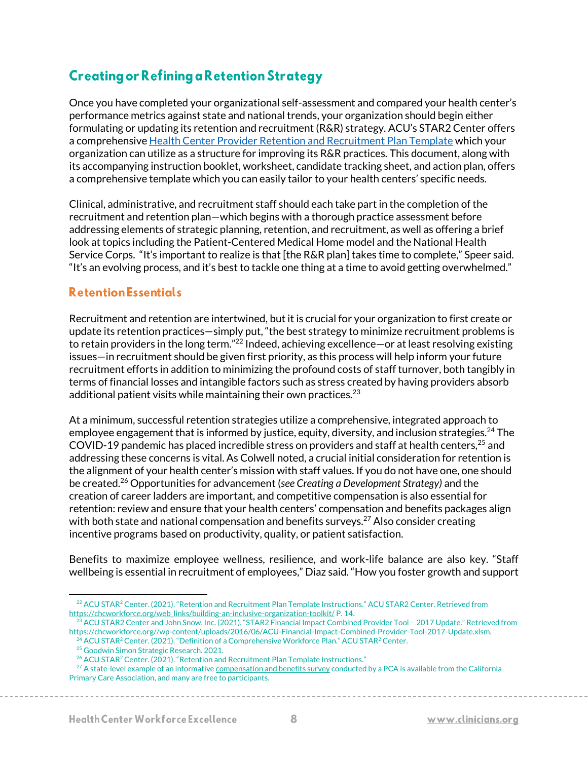## Creating or Refining a Retention Strategy

Once you have completed your organizational self-assessment and compared your health center's performance metrics against state and national trends, your organization should begin either formulating or updating its retention and recruitment (R&R) strategy. ACU's STAR2 Center offers a comprehensive [Health Center Provider Retention and Recruitment Plan Template](#) which your organization can utilize as a structure for improving its R&R practices. This document, along with its accompanying instruction booklet, worksheet, candidate tracking sheet, and action plan, offers a comprehensive template which you can easily tailor to your health centers' specific needs.

Clinical, administrative, and recruitment staff should each take part in the completion of the recruitment and retention plan—which begins with a thorough practice assessment before addressing elements of strategic planning, retention, and recruitment, as well as offering a brief look at topics including the Patient-Centered Medical Home model and the National Health Service Corps. "It's important to realize is that [the R&R plan] takes time to complete," Speer said. "It's an evolving process, and it's best to tackle one thing at a time to avoid getting overwhelmed."

### Retention Essentials

Recruitment and retention are intertwined, but it is crucial for your organization to first create or update its retention practices—simply put, "the best strategy to minimize recruitment problems is to retain providers in the long term."[22] Indeed, achieving excellence—or at least resolving existing issues—in recruitment should be given first priority, as this process will help inform your future recruitment efforts in addition to minimizing the profound costs of staff turnover, both tangibly in terms of financial losses and intangible factors such as stress created by having providers absorb additional patient visits while maintaining their own practices.[23]

At a minimum, successful retention strategies utilize a comprehensive, integrated approach to employee engagement that is informed by justice, equity, diversity, and inclusion strategies.[24] The COVID-19 pandemic has placed incredible stress on providers and staff at health centers,[25] and addressing these concerns is vital. As Colwell noted, a crucial initial consideration for retention is the alignment of your health center's mission with staff values. If you do not have one, one should be created.[26] Opportunities for advancement (*see Creating a Development Strategy)* and the creation of career ladders are important, and competitive compensation is also essential for retention: review and ensure that your health centers' compensation and benefits packages align with both state and national compensation and benefits surveys.[27] Also consider creating incentive programs based on productivity, quality, or patient satisfaction.

Benefits to maximize employee wellness, resilience, and work-life balance are also key. "Staff wellbeing is essential in recruitment of employees," Diaz said. "How you foster growth and support

---

[22] ACU STAR² Center. (2021). "Retention and Recruitment Plan Template Instructions." ACU STAR2 Center. Retrieved from https://chcworkforce.org/web_links/building-an-inclusive-organization-toolkit/ P. 14.

[23] ACU STAR2 Center and John Snow, Inc. (2021). "STAR2 Financial Impact Combined Provider Tool – 2017 Update." Retrieved from https://chcworkforce.org//wp-content/uploads/2016/06/ACU-Financial-Impact-Combined-Provider-Tool-2017-Update.xlsm.

[24] ACU STAR² Center. (2021). "Definition of a Comprehensive Workforce Plan." ACU STAR² Center.

[25] Goodwin Simon Strategic Research. 2021.

[26] ACU STAR² Center. (2021). "Retention and Recruitment Plan Template Instructions."

[27] A state-level example of an informative compensation and benefits survey conducted by a PCA is available from the California Primary Care Association, and many are free to participants.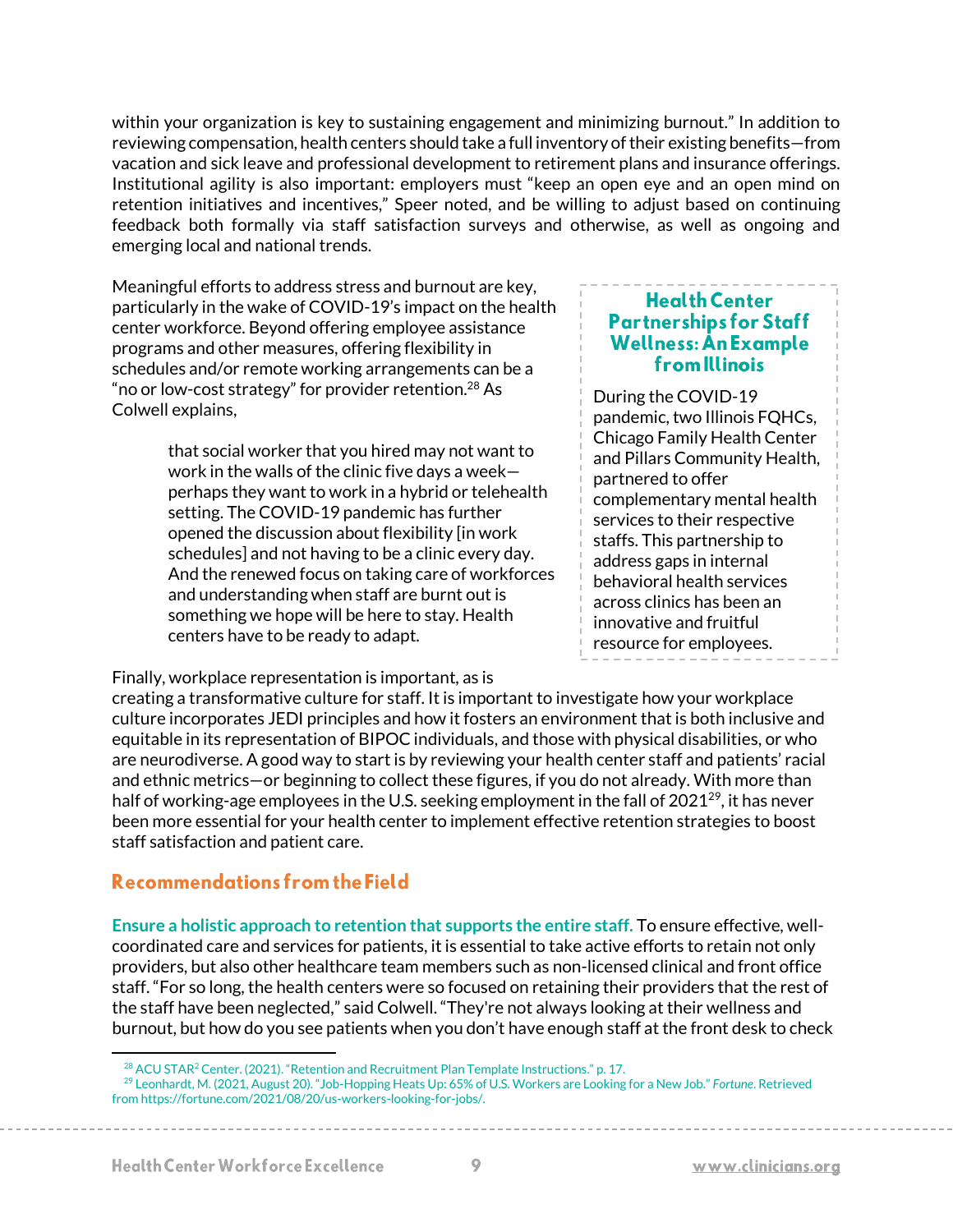within your organization is key to sustaining engagement and minimizing burnout." In addition to reviewing compensation, health centers should take a full inventory of their existing benefits—from vacation and sick leave and professional development to retirement plans and insurance offerings. Institutional agility is also important: employers must "keep an open eye and an open mind on retention initiatives and incentives," Speer noted, and be willing to adjust based on continuing feedback both formally via staff satisfaction surveys and otherwise, as well as ongoing and emerging local and national trends.

Meaningful efforts to address stress and burnout are key, particularly in the wake of COVID-19's impact on the health center workforce. Beyond offering employee assistance programs and other measures, offering flexibility in schedules and/or remote working arrangements can be a "no or low-cost strategy" for provider retention.[28] As Colwell explains,

> that social worker that you hired may not want to work in the walls of the clinic five days a week—perhaps they want to work in a hybrid or telehealth setting. The COVID-19 pandemic has further opened the discussion about flexibility [in work schedules] and not having to be a clinic every day. And the renewed focus on taking care of workforces and understanding when staff are burnt out is something we hope will be here to stay. Health centers have to be ready to adapt.

### Health Center Partnerships for Staff Wellness: An Example from Illinois

During the COVID-19 pandemic, two Illinois FQHCs, Chicago Family Health Center and Pillars Community Health, partnered to offer complementary mental health services to their respective staffs. This partnership to address gaps in internal behavioral health services across clinics has been an innovative and fruitful resource for employees.

Finally, workplace representation is important, as is creating a transformative culture for staff. It is important to investigate how your workplace culture incorporates JEDI principles and how it fosters an environment that is both inclusive and equitable in its representation of BIPOC individuals, and those with physical disabilities, or who are neurodiverse. A good way to start is by reviewing your health center staff and patients' racial and ethnic metrics—or beginning to collect these figures, if you do not already. With more than half of working-age employees in the U.S. seeking employment in the fall of 2021[29], it has never been more essential for your health center to implement effective retention strategies to boost staff satisfaction and patient care.

## Recommendations from the Field

**Ensure a holistic approach to retention that supports the entire staff.** To ensure effective, well-coordinated care and services for patients, it is essential to take active efforts to retain not only providers, but also other healthcare team members such as non-licensed clinical and front office staff. "For so long, the health centers were so focused on retaining their providers that the rest of the staff have been neglected," said Colwell. "They're not always looking at their wellness and burnout, but how do you see patients when you don't have enough staff at the front desk to check

---

[28] ACU STAR² Center. (2021). "Retention and Recruitment Plan Template Instructions." p. 17.

[29] Leonhardt, M. (2021, August 20). "Job-Hopping Heats Up: 65% of U.S. Workers are Looking for a New Job." *Fortune*. Retrieved from https://fortune.com/2021/08/20/us-workers-looking-for-jobs/.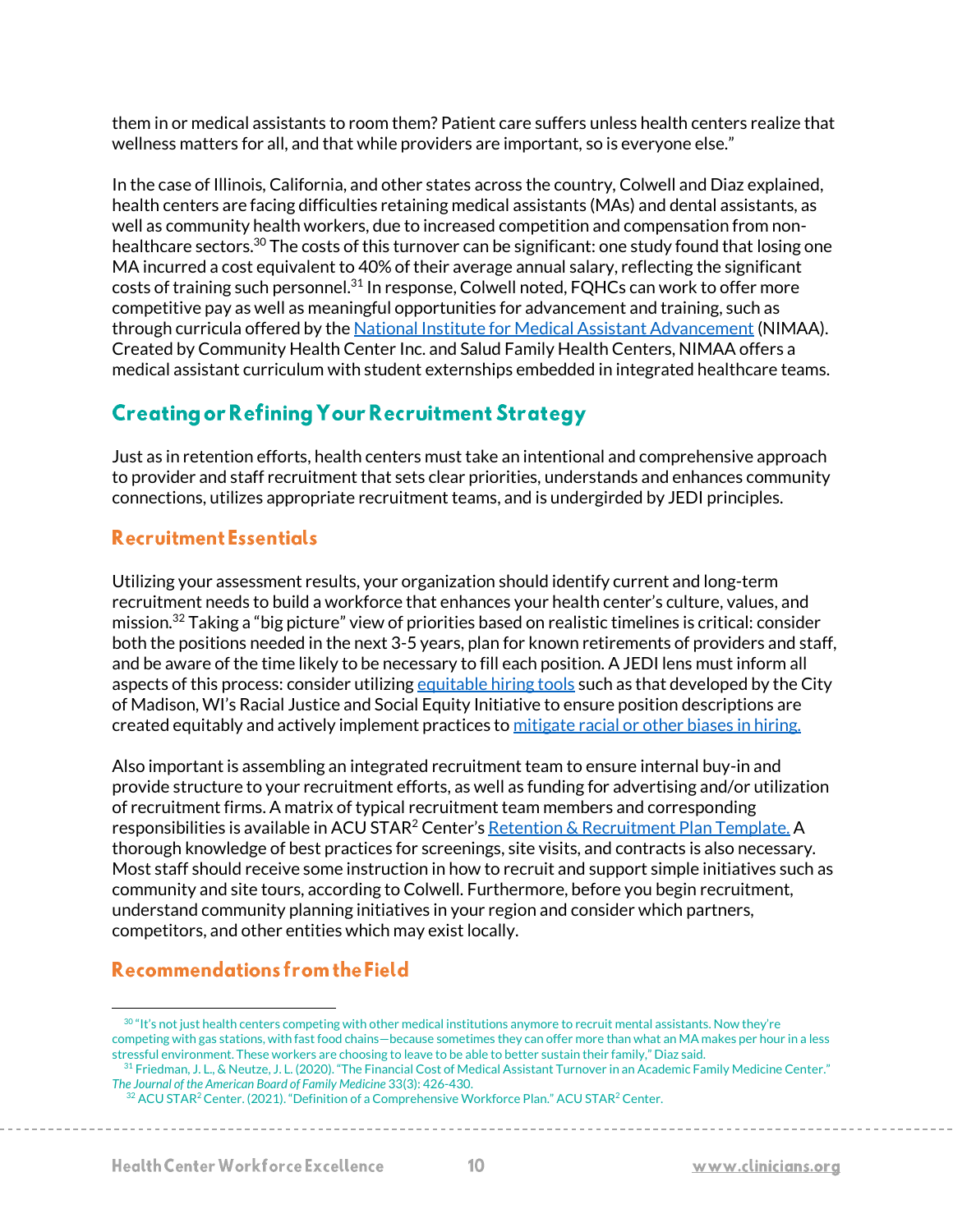them in or medical assistants to room them? Patient care suffers unless health centers realize that wellness matters for all, and that while providers are important, so is everyone else."

In the case of Illinois, California, and other states across the country, Colwell and Diaz explained, health centers are facing difficulties retaining medical assistants (MAs) and dental assistants, as well as community health workers, due to increased competition and compensation from non-healthcare sectors.[30] The costs of this turnover can be significant: one study found that losing one MA incurred a cost equivalent to 40% of their average annual salary, reflecting the significant costs of training such personnel.[31] In response, Colwell noted, FQHCs can work to offer more competitive pay as well as meaningful opportunities for advancement and training, such as through curricula offered by the National Institute for Medical Assistant Advancement (NIMAA). Created by Community Health Center Inc. and Salud Family Health Centers, NIMAA offers a medical assistant curriculum with student externships embedded in integrated healthcare teams.

## Creating or Refining Your Recruitment Strategy

Just as in retention efforts, health centers must take an intentional and comprehensive approach to provider and staff recruitment that sets clear priorities, understands and enhances community connections, utilizes appropriate recruitment teams, and is undergirded by JEDI principles.

### Recruitment Essentials

Utilizing your assessment results, your organization should identify current and long-term recruitment needs to build a workforce that enhances your health center's culture, values, and mission.[32] Taking a "big picture" view of priorities based on realistic timelines is critical: consider both the positions needed in the next 3-5 years, plan for known retirements of providers and staff, and be aware of the time likely to be necessary to fill each position. A JEDI lens must inform all aspects of this process: consider utilizing equitable hiring tools such as that developed by the City of Madison, WI's Racial Justice and Social Equity Initiative to ensure position descriptions are created equitably and actively implement practices to mitigate racial or other biases in hiring.

Also important is assembling an integrated recruitment team to ensure internal buy-in and provide structure to your recruitment efforts, as well as funding for advertising and/or utilization of recruitment firms. A matrix of typical recruitment team members and corresponding responsibilities is available in ACU STAR² Center's Retention & Recruitment Plan Template. A thorough knowledge of best practices for screenings, site visits, and contracts is also necessary. Most staff should receive some instruction in how to recruit and support simple initiatives such as community and site tours, according to Colwell. Furthermore, before you begin recruitment, understand community planning initiatives in your region and consider which partners, competitors, and other entities which may exist locally.

### Recommendations from the Field

---

[30] "It's not just health centers competing with other medical institutions anymore to recruit mental assistants. Now they're competing with gas stations, with fast food chains—because sometimes they can offer more than what an MA makes per hour in a less stressful environment. These workers are choosing to leave to be able to better sustain their family," Diaz said.

[31] Friedman, J. L., & Neutze, J. L. (2020). "The Financial Cost of Medical Assistant Turnover in an Academic Family Medicine Center." *The Journal of the American Board of Family Medicine* 33(3): 426-430.

[32] ACU STAR² Center. (2021). "Definition of a Comprehensive Workforce Plan." ACU STAR² Center.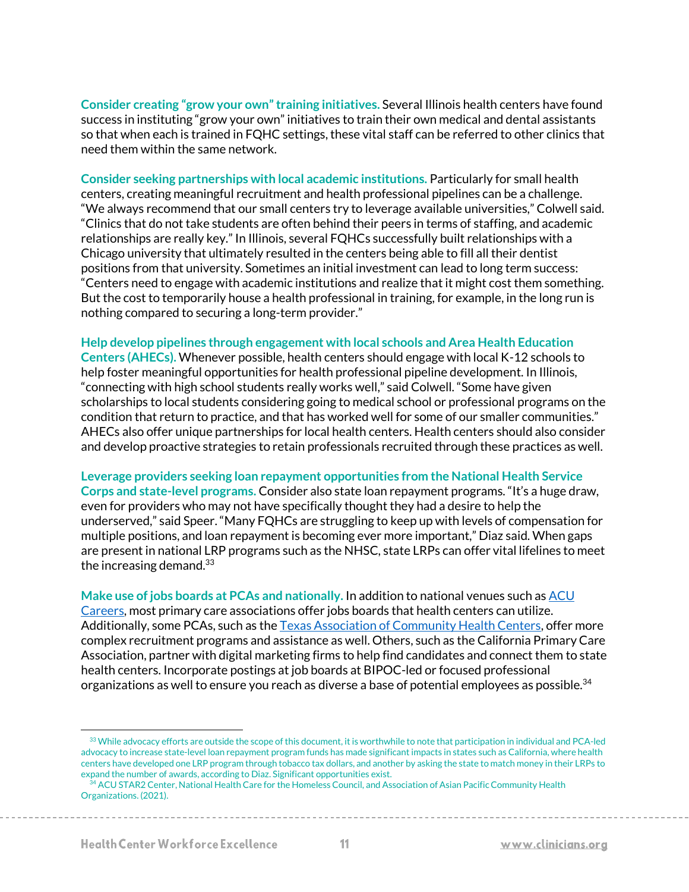**Consider creating "grow your own" training initiatives.** Several Illinois health centers have found success in instituting "grow your own" initiatives to train their own medical and dental assistants so that when each is trained in FQHC settings, these vital staff can be referred to other clinics that need them within the same network.

**Consider seeking partnerships with local academic institutions.** Particularly for small health centers, creating meaningful recruitment and health professional pipelines can be a challenge. "We always recommend that our small centers try to leverage available universities," Colwell said. "Clinics that do not take students are often behind their peers in terms of staffing, and academic relationships are really key." In Illinois, several FQHCs successfully built relationships with a Chicago university that ultimately resulted in the centers being able to fill all their dentist positions from that university. Sometimes an initial investment can lead to long term success: "Centers need to engage with academic institutions and realize that it might cost them something. But the cost to temporarily house a health professional in training, for example, in the long run is nothing compared to securing a long-term provider."

**Help develop pipelines through engagement with local schools and Area Health Education Centers (AHECs).** Whenever possible, health centers should engage with local K-12 schools to help foster meaningful opportunities for health professional pipeline development. In Illinois, "connecting with high school students really works well," said Colwell. "Some have given scholarships to local students considering going to medical school or professional programs on the condition that return to practice, and that has worked well for some of our smaller communities." AHECs also offer unique partnerships for local health centers. Health centers should also consider and develop proactive strategies to retain professionals recruited through these practices as well.

**Leverage providers seeking loan repayment opportunities from the National Health Service Corps and state-level programs.** Consider also state loan repayment programs. "It's a huge draw, even for providers who may not have specifically thought they had a desire to help the underserved," said Speer. "Many FQHCs are struggling to keep up with levels of compensation for multiple positions, and loan repayment is becoming ever more important," Diaz said. When gaps are present in national LRP programs such as the NHSC, state LRPs can offer vital lifelines to meet the increasing demand.[33]

**Make use of jobs boards at PCAs and nationally.** In addition to national venues such as [ACU Careers](), most primary care associations offer jobs boards that health centers can utilize. Additionally, some PCAs, such as the [Texas Association of Community Health Centers](), offer more complex recruitment programs and assistance as well. Others, such as the California Primary Care Association, partner with digital marketing firms to help find candidates and connect them to state health centers. Incorporate postings at job boards at BIPOC-led or focused professional organizations as well to ensure you reach as diverse a base of potential employees as possible.[34]

---

[33] While advocacy efforts are outside the scope of this document, it is worthwhile to note that participation in individual and PCA-led advocacy to increase state-level loan repayment program funds has made significant impacts in states such as California, where health centers have developed one LRP program through tobacco tax dollars, and another by asking the state to match money in their LRPs to expand the number of awards, according to Diaz. Significant opportunities exist.

[34] ACU STAR2 Center, National Health Care for the Homeless Council, and Association of Asian Pacific Community Health Organizations. (2021).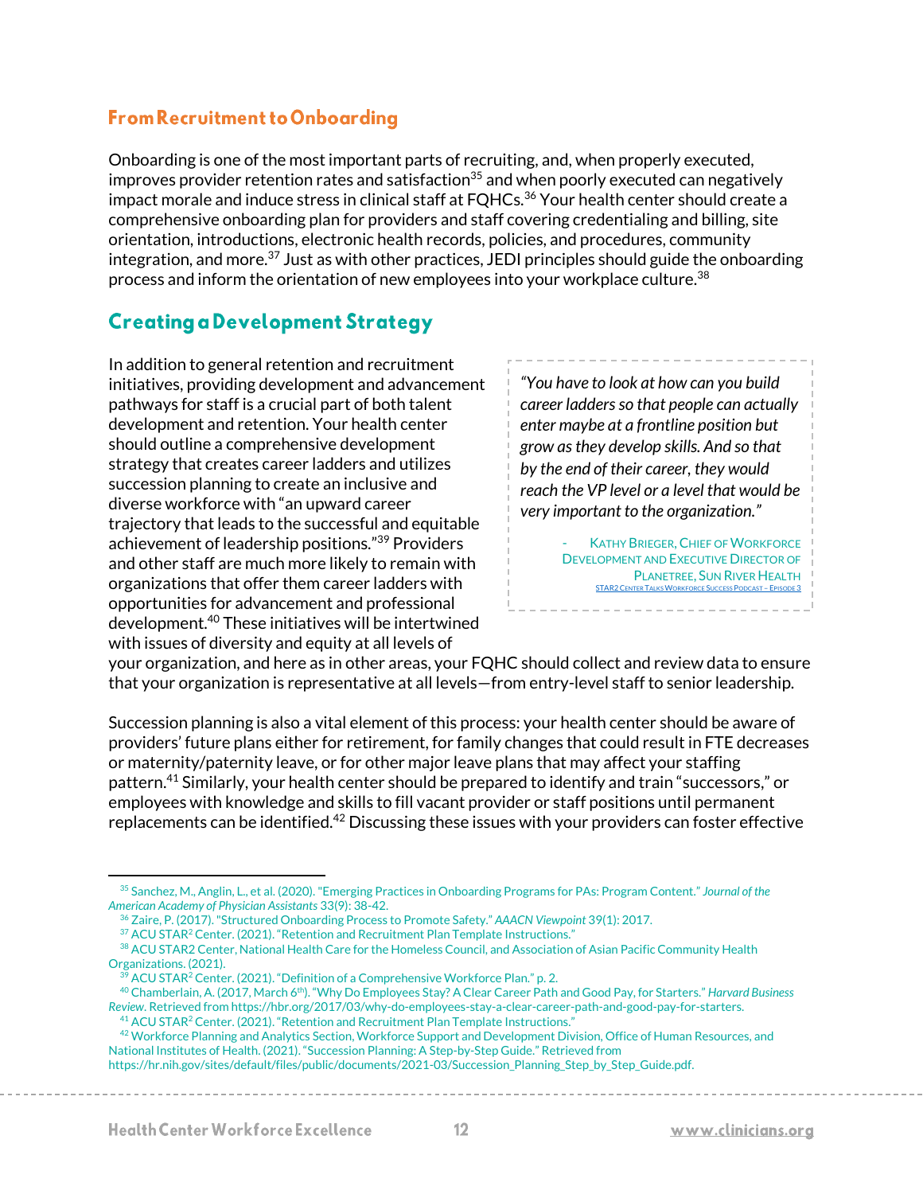## From Recruitment to Onboarding

Onboarding is one of the most important parts of recruiting, and, when properly executed, improves provider retention rates and satisfaction[35] and when poorly executed can negatively impact morale and induce stress in clinical staff at FQHCs.[36] Your health center should create a comprehensive onboarding plan for providers and staff covering credentialing and billing, site orientation, introductions, electronic health records, policies, and procedures, community integration, and more.[37] Just as with other practices, JEDI principles should guide the onboarding process and inform the orientation of new employees into your workplace culture.[38]

## Creating a Development Strategy

In addition to general retention and recruitment initiatives, providing development and advancement pathways for staff is a crucial part of both talent development and retention. Your health center should outline a comprehensive development strategy that creates career ladders and utilizes succession planning to create an inclusive and diverse workforce with "an upward career trajectory that leads to the successful and equitable achievement of leadership positions."[39] Providers and other staff are much more likely to remain with organizations that offer them career ladders with opportunities for advancement and professional development.[40] These initiatives will be intertwined with issues of diversity and equity at all levels of your organization, and here as in other areas, your FQHC should collect and review data to ensure that your organization is representative at all levels—from entry-level staff to senior leadership.

> *"You have to look at how can you build career ladders so that people can actually enter maybe at a frontline position but grow as they develop skills. And so that by the end of their career, they would reach the VP level or a level that would be very important to the organization."*
>
> - Kathy Brieger, Chief of Workforce Development and Executive Director of Planetree, Sun River Health
>
> STAR2 Center Talks Workforce Success Podcast – Episode 3

Succession planning is also a vital element of this process: your health center should be aware of providers' future plans either for retirement, for family changes that could result in FTE decreases or maternity/paternity leave, or for other major leave plans that may affect your staffing pattern.[41] Similarly, your health center should be prepared to identify and train "successors," or employees with knowledge and skills to fill vacant provider or staff positions until permanent replacements can be identified.[42] Discussing these issues with your providers can foster effective

---

[35] Sanchez, M., Anglin, L., et al. (2020). "Emerging Practices in Onboarding Programs for PAs: Program Content." *Journal of the American Academy of Physician Assistants* 33(9): 38-42.

[36] Zaire, P. (2017). "Structured Onboarding Process to Promote Safety." *AAACN Viewpoint* 39(1): 2017.

[37] ACU STAR² Center. (2021). "Retention and Recruitment Plan Template Instructions."

[38] ACU STAR2 Center, National Health Care for the Homeless Council, and Association of Asian Pacific Community Health Organizations. (2021).

[39] ACU STAR² Center. (2021). "Definition of a Comprehensive Workforce Plan." p. 2.

[40] Chamberlain, A. (2017, March 6th). "Why Do Employees Stay? A Clear Career Path and Good Pay, for Starters." *Harvard Business Review*. Retrieved from https://hbr.org/2017/03/why-do-employees-stay-a-clear-career-path-and-good-pay-for-starters.

[41] ACU STAR² Center. (2021). "Retention and Recruitment Plan Template Instructions."

[42] Workforce Planning and Analytics Section, Workforce Support and Development Division, Office of Human Resources, and National Institutes of Health. (2021). "Succession Planning: A Step-by-Step Guide." Retrieved from https://hr.nih.gov/sites/default/files/public/documents/2021-03/Succession_Planning_Step_by_Step_Guide.pdf.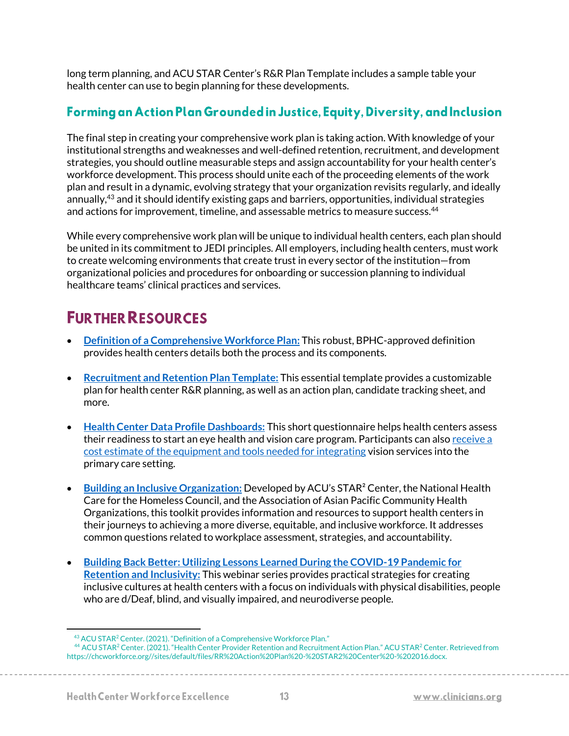long term planning, and ACU STAR Center's R&R Plan Template includes a sample table your health center can use to begin planning for these developments.

## Forming an Action Plan Grounded in Justice, Equity, Diversity, and Inclusion

The final step in creating your comprehensive work plan is taking action. With knowledge of your institutional strengths and weaknesses and well-defined retention, recruitment, and development strategies, you should outline measurable steps and assign accountability for your health center's workforce development. This process should unite each of the proceeding elements of the work plan and result in a dynamic, evolving strategy that your organization revisits regularly, and ideally annually,[43] and it should identify existing gaps and barriers, opportunities, individual strategies and actions for improvement, timeline, and assessable metrics to measure success.[44]

While every comprehensive work plan will be unique to individual health centers, each plan should be united in its commitment to JEDI principles. All employers, including health centers, must work to create welcoming environments that create trust in every sector of the institution—from organizational policies and procedures for onboarding or succession planning to individual healthcare teams' clinical practices and services.

# Further Resources

- **Definition of a Comprehensive Workforce Plan:** This robust, BPHC-approved definition provides health centers details both the process and its components.
- **Recruitment and Retention Plan Template:** This essential template provides a customizable plan for health center R&R planning, as well as an action plan, candidate tracking sheet, and more.
- **Health Center Data Profile Dashboards:** This short questionnaire helps health centers assess their readiness to start an eye health and vision care program. Participants can also receive a cost estimate of the equipment and tools needed for integrating vision services into the primary care setting.
- **Building an Inclusive Organization:** Developed by ACU's STAR² Center, the National Health Care for the Homeless Council, and the Association of Asian Pacific Community Health Organizations, this toolkit provides information and resources to support health centers in their journeys to achieving a more diverse, equitable, and inclusive workforce. It addresses common questions related to workplace assessment, strategies, and accountability.
- **Building Back Better: Utilizing Lessons Learned During the COVID-19 Pandemic for Retention and Inclusivity:** This webinar series provides practical strategies for creating inclusive cultures at health centers with a focus on individuals with physical disabilities, people who are d/Deaf, blind, and visually impaired, and neurodiverse people.

---

[43] ACU STAR² Center. (2021). "Definition of a Comprehensive Workforce Plan."

[44] ACU STAR² Center. (2021). "Health Center Provider Retention and Recruitment Action Plan." ACU STAR² Center. Retrieved from https://chcworkforce.org//sites/default/files/RR%20Action%20Plan%20-%20STAR2%20Center%20-%202016.docx.